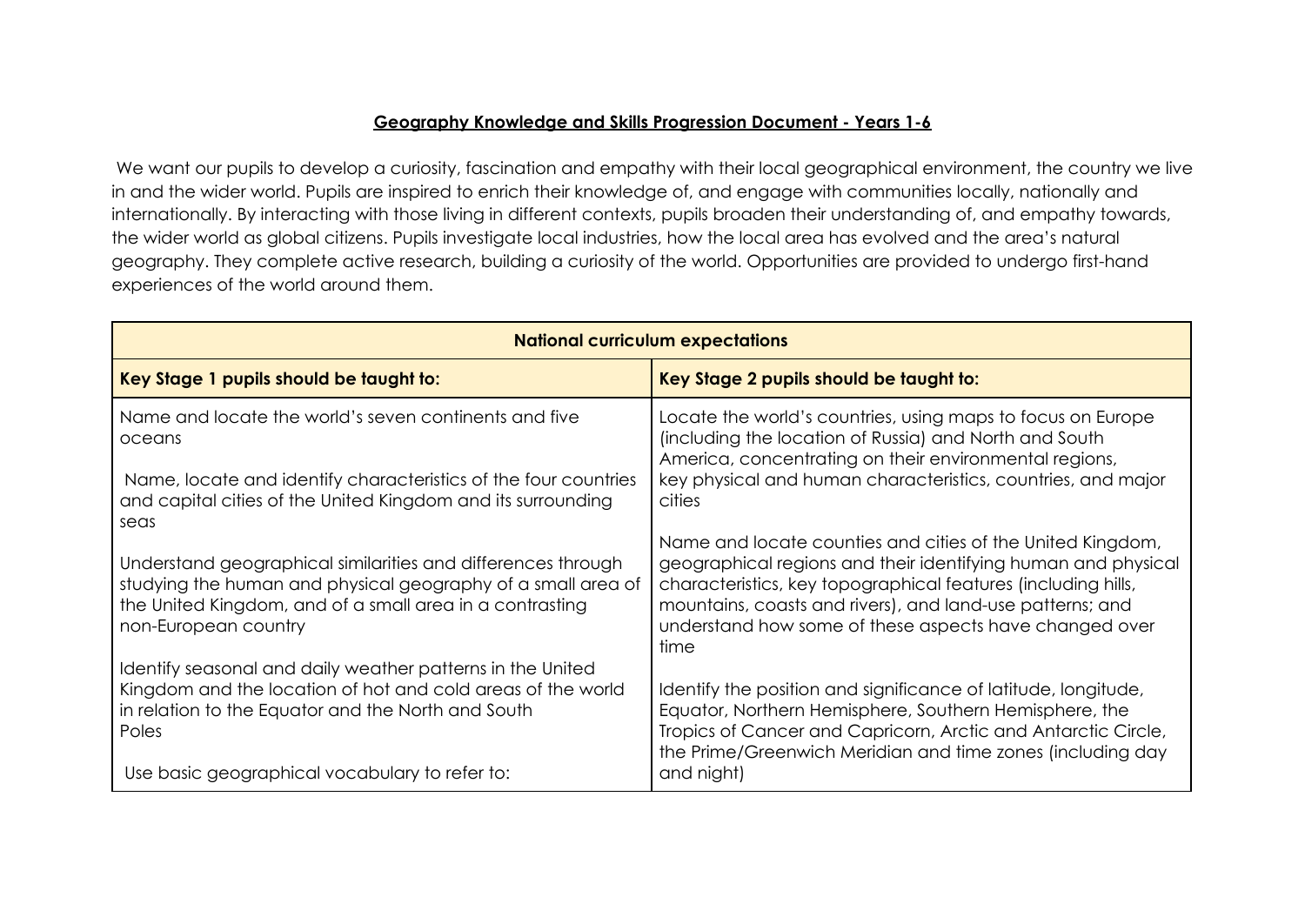# Geography Knowledge and Skills Progression Document - Years 1-6

We want our pupils to develop a curiosity, fascination and empathy with their local geographical environment, the country we live in and the wider world. Pupils are inspired to enrich their knowledge of, and engage with communities locally, nationally and internationally. By interacting with those living in different contexts, pupils broaden their understanding of, and empathy towards, the wider world as global citizens. Pupils investigate local industries, how the local area has evolved and the area's natural geography. They complete active research, building a curiosity of the world. Opportunities are provided to undergo first-hand experiences of the world around them.

| **National curriculum expectations** | |
|---|---|
| **Key Stage 1 pupils should be taught to:** | **Key Stage 2 pupils should be taught to:** |
| Name and locate the world's seven continents and five oceans<br><br>Name, locate and identify characteristics of the four countries and capital cities of the United Kingdom and its surrounding seas<br><br>Understand geographical similarities and differences through studying the human and physical geography of a small area of the United Kingdom, and of a small area in a contrasting non-European country<br><br>Identify seasonal and daily weather patterns in the United Kingdom and the location of hot and cold areas of the world in relation to the Equator and the North and South Poles<br><br>Use basic geographical vocabulary to refer to: | Locate the world's countries, using maps to focus on Europe (including the location of Russia) and North and South America, concentrating on their environmental regions, key physical and human characteristics, countries, and major cities<br><br>Name and locate counties and cities of the United Kingdom, geographical regions and their identifying human and physical characteristics, key topographical features (including hills, mountains, coasts and rivers), and land-use patterns; and understand how some of these aspects have changed over time<br><br>Identify the position and significance of latitude, longitude, Equator, Northern Hemisphere, Southern Hemisphere, the Tropics of Cancer and Capricorn, Arctic and Antarctic Circle, the Prime/Greenwich Meridian and time zones (including day and night) |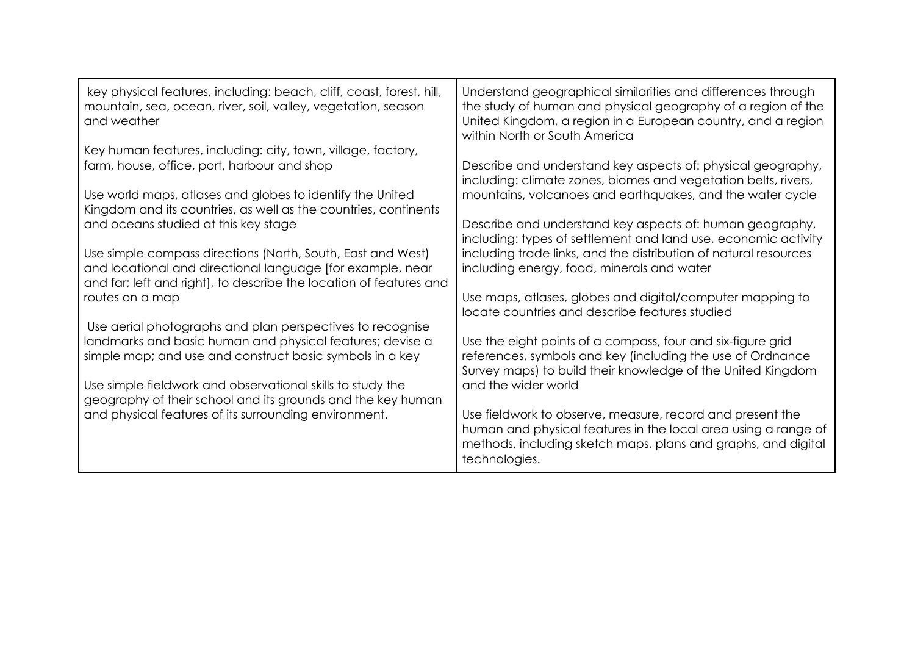| | |
|---|---|
| key physical features, including: beach, cliff, coast, forest, hill, mountain, sea, ocean, river, soil, valley, vegetation, season and weather<br><br>Key human features, including: city, town, village, factory, farm, house, office, port, harbour and shop<br><br>Use world maps, atlases and globes to identify the United Kingdom and its countries, as well as the countries, continents and oceans studied at this key stage<br><br>Use simple compass directions (North, South, East and West) and locational and directional language [for example, near and far; left and right], to describe the location of features and routes on a map<br><br>Use aerial photographs and plan perspectives to recognise landmarks and basic human and physical features; devise a simple map; and use and construct basic symbols in a key<br><br>Use simple fieldwork and observational skills to study the geography of their school and its grounds and the key human and physical features of its surrounding environment. | Understand geographical similarities and differences through the study of human and physical geography of a region of the United Kingdom, a region in a European country, and a region within North or South America<br><br>Describe and understand key aspects of: physical geography, including: climate zones, biomes and vegetation belts, rivers, mountains, volcanoes and earthquakes, and the water cycle<br><br>Describe and understand key aspects of: human geography, including: types of settlement and land use, economic activity including trade links, and the distribution of natural resources including energy, food, minerals and water<br><br>Use maps, atlases, globes and digital/computer mapping to locate countries and describe features studied<br><br>Use the eight points of a compass, four and six-figure grid references, symbols and key (including the use of Ordnance Survey maps) to build their knowledge of the United Kingdom and the wider world<br><br>Use fieldwork to observe, measure, record and present the human and physical features in the local area using a range of methods, including sketch maps, plans and graphs, and digital technologies. |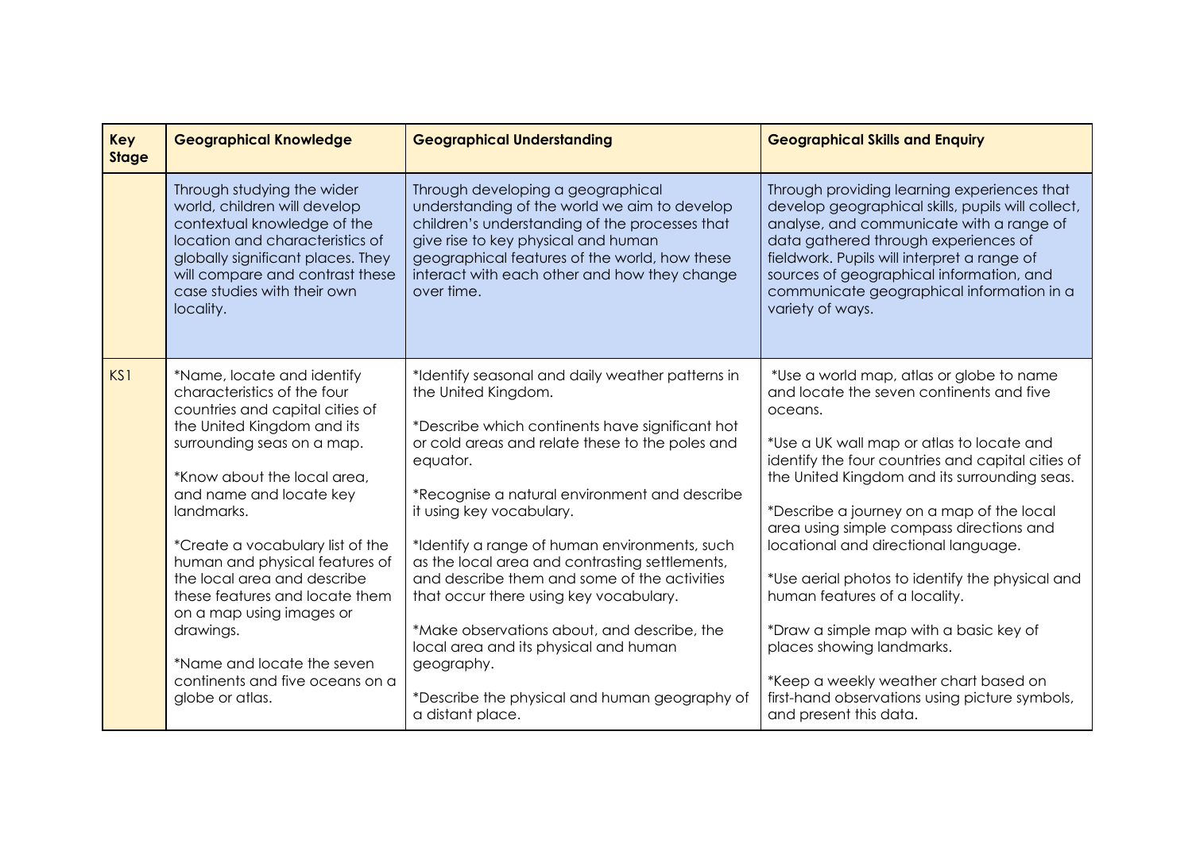| Key Stage | Geographical Knowledge | Geographical Understanding | Geographical Skills and Enquiry |
|---|---|---|---|
| | Through studying the wider world, children will develop contextual knowledge of the location and characteristics of globally significant places. They will compare and contrast these case studies with their own locality. | Through developing a geographical understanding of the world we aim to develop children's understanding of the processes that give rise to key physical and human geographical features of the world, how these interact with each other and how they change over time. | Through providing learning experiences that develop geographical skills, pupils will collect, analyse, and communicate with a range of data gathered through experiences of fieldwork. Pupils will interpret a range of sources of geographical information, and communicate geographical information in a variety of ways. |
| KS1 | *Name, locate and identify characteristics of the four countries and capital cities of the United Kingdom and its surrounding seas on a map.<br><br>*Know about the local area, and name and locate key landmarks.<br><br>*Create a vocabulary list of the human and physical features of the local area and describe these features and locate them on a map using images or drawings.<br><br>*Name and locate the seven continents and five oceans on a globe or atlas. | *Identify seasonal and daily weather patterns in the United Kingdom.<br><br>*Describe which continents have significant hot or cold areas and relate these to the poles and equator.<br><br>*Recognise a natural environment and describe it using key vocabulary.<br><br>*Identify a range of human environments, such as the local area and contrasting settlements, and describe them and some of the activities that occur there using key vocabulary.<br><br>*Make observations about, and describe, the local area and its physical and human geography.<br><br>*Describe the physical and human geography of a distant place. | *Use a world map, atlas or globe to name and locate the seven continents and five oceans.<br><br>*Use a UK wall map or atlas to locate and identify the four countries and capital cities of the United Kingdom and its surrounding seas.<br><br>*Describe a journey on a map of the local area using simple compass directions and locational and directional language.<br><br>*Use aerial photos to identify the physical and human features of a locality.<br><br>*Draw a simple map with a basic key of places showing landmarks.<br><br>*Keep a weekly weather chart based on first-hand observations using picture symbols, and present this data. |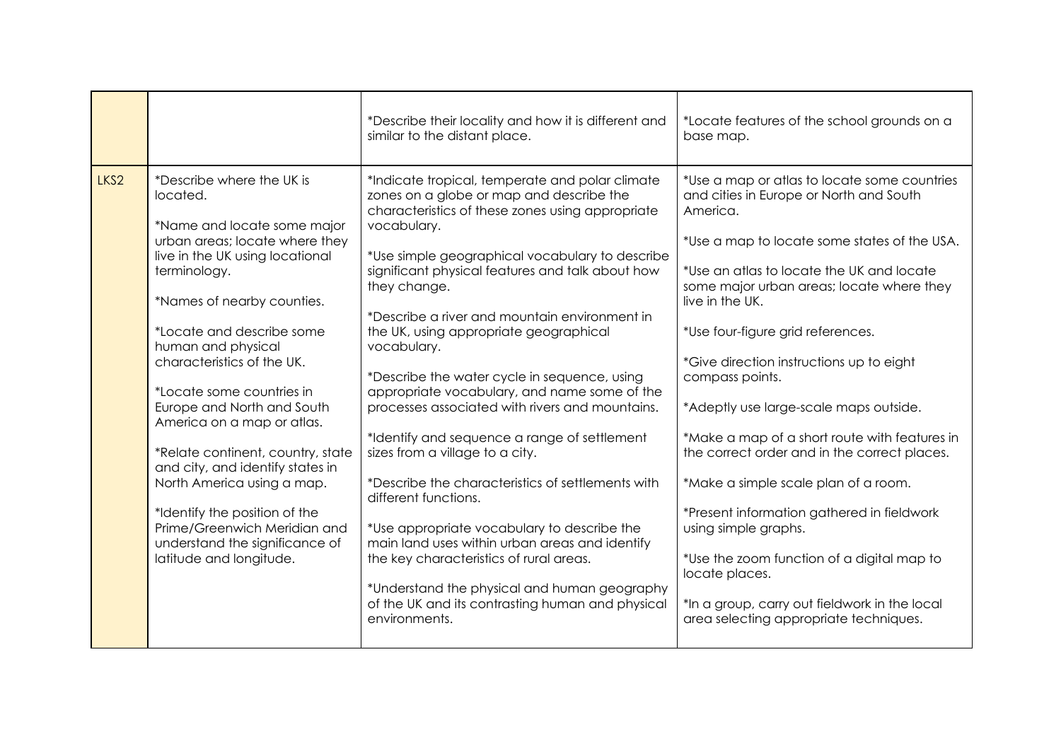| | | | |
|---|---|---|---|
| | | *Describe their locality and how it is different and similar to the distant place. | *Locate features of the school grounds on a base map. |
| LKS2 | *Describe where the UK is located.<br><br>*Name and locate some major urban areas; locate where they live in the UK using locational terminology.<br><br>*Names of nearby counties.<br><br>*Locate and describe some human and physical characteristics of the UK.<br><br>*Locate some countries in Europe and North and South America on a map or atlas.<br><br>*Relate continent, country, state and city, and identify states in North America using a map.<br><br>*Identify the position of the Prime/Greenwich Meridian and understand the significance of latitude and longitude. | *Indicate tropical, temperate and polar climate zones on a globe or map and describe the characteristics of these zones using appropriate vocabulary.<br><br>*Use simple geographical vocabulary to describe significant physical features and talk about how they change.<br><br>*Describe a river and mountain environment in the UK, using appropriate geographical vocabulary.<br><br>*Describe the water cycle in sequence, using appropriate vocabulary, and name some of the processes associated with rivers and mountains.<br><br>*Identify and sequence a range of settlement sizes from a village to a city.<br><br>*Describe the characteristics of settlements with different functions.<br><br>*Use appropriate vocabulary to describe the main land uses within urban areas and identify the key characteristics of rural areas.<br><br>*Understand the physical and human geography of the UK and its contrasting human and physical environments. | *Use a map or atlas to locate some countries and cities in Europe or North and South America.<br><br>*Use a map to locate some states of the USA.<br><br>*Use an atlas to locate the UK and locate some major urban areas; locate where they live in the UK.<br><br>*Use four-figure grid references.<br><br>*Give direction instructions up to eight compass points.<br><br>*Adeptly use large-scale maps outside.<br><br>*Make a map of a short route with features in the correct order and in the correct places.<br><br>*Make a simple scale plan of a room.<br><br>*Present information gathered in fieldwork using simple graphs.<br><br>*Use the zoom function of a digital map to locate places.<br><br>*In a group, carry out fieldwork in the local area selecting appropriate techniques. |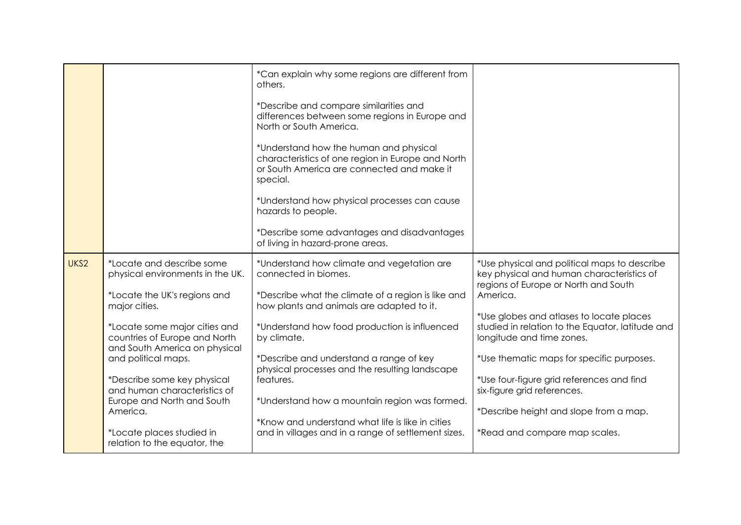| | | | |
|---|---|---|---|
| | | *Can explain why some regions are different from others.<br><br>*Describe and compare similarities and differences between some regions in Europe and North or South America.<br><br>*Understand how the human and physical characteristics of one region in Europe and North or South America are connected and make it special.<br><br>*Understand how physical processes can cause hazards to people.<br><br>*Describe some advantages and disadvantages of living in hazard-prone areas. | |
| UKS2 | *Locate and describe some physical environments in the UK.<br><br>*Locate the UK's regions and major cities.<br><br>*Locate some major cities and countries of Europe and North and South America on physical and political maps.<br><br>*Describe some key physical and human characteristics of Europe and North and South America.<br><br>*Locate places studied in relation to the equator, the | *Understand how climate and vegetation are connected in biomes.<br><br>*Describe what the climate of a region is like and how plants and animals are adapted to it.<br><br>*Understand how food production is influenced by climate.<br><br>*Describe and understand a range of key physical processes and the resulting landscape features.<br><br>*Understand how a mountain region was formed.<br><br>*Know and understand what life is like in cities and in villages and in a range of settlement sizes. | *Use physical and political maps to describe key physical and human characteristics of regions of Europe or North and South America.<br><br>*Use globes and atlases to locate places studied in relation to the Equator, latitude and longitude and time zones.<br><br>*Use thematic maps for specific purposes.<br><br>*Use four-figure grid references and find six-figure grid references.<br><br>*Describe height and slope from a map.<br><br>*Read and compare map scales. |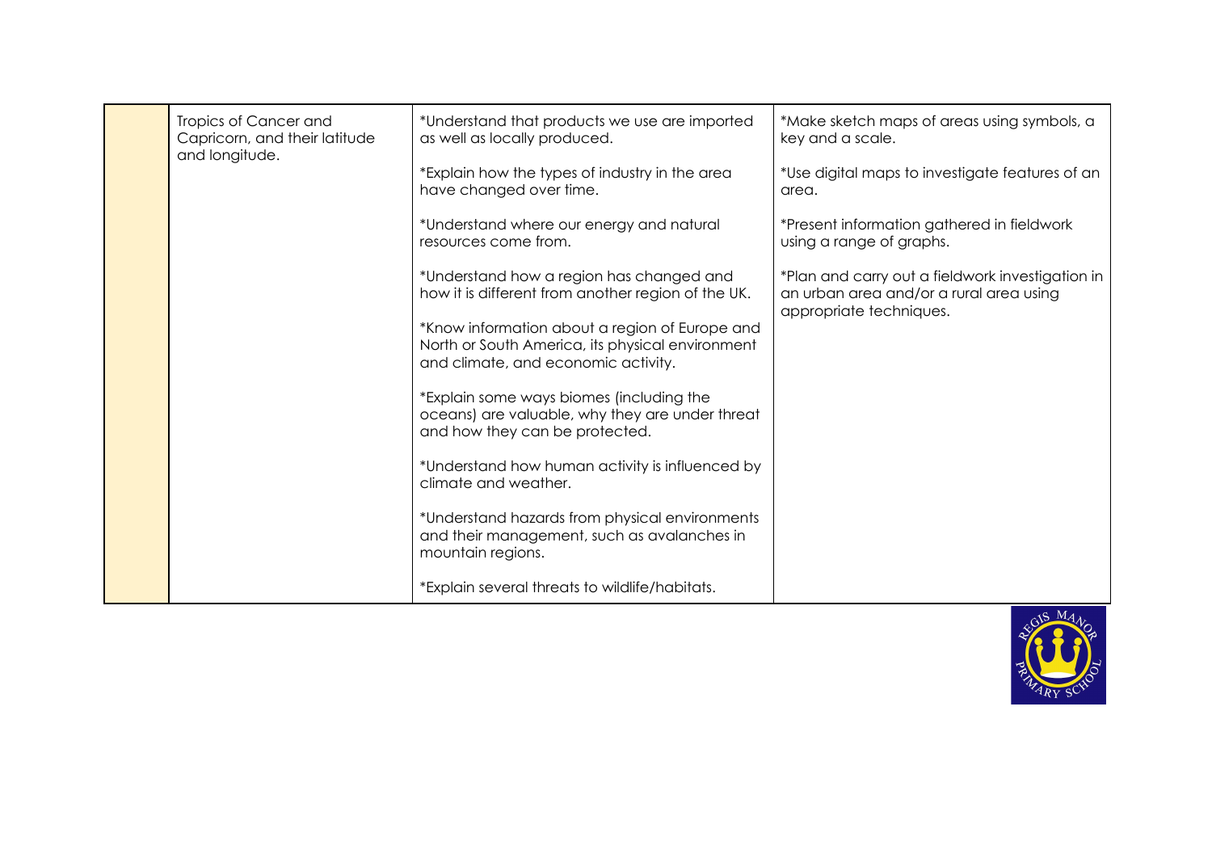| | | | |
|---|---|---|---|
| | Tropics of Cancer and Capricorn, and their latitude and longitude. | *Understand that products we use are imported as well as locally produced.<br><br>*Explain how the types of industry in the area have changed over time.<br><br>*Understand where our energy and natural resources come from.<br><br>*Understand how a region has changed and how it is different from another region of the UK.<br><br>*Know information about a region of Europe and North or South America, its physical environment and climate, and economic activity.<br><br>*Explain some ways biomes (including the oceans) are valuable, why they are under threat and how they can be protected.<br><br>*Understand how human activity is influenced by climate and weather.<br><br>*Understand hazards from physical environments and their management, such as avalanches in mountain regions.<br><br>*Explain several threats to wildlife/habitats. | *Make sketch maps of areas using symbols, a key and a scale.<br><br>*Use digital maps to investigate features of an area.<br><br>*Present information gathered in fieldwork using a range of graphs.<br><br>*Plan and carry out a fieldwork investigation in an urban area and/or a rural area using appropriate techniques. |